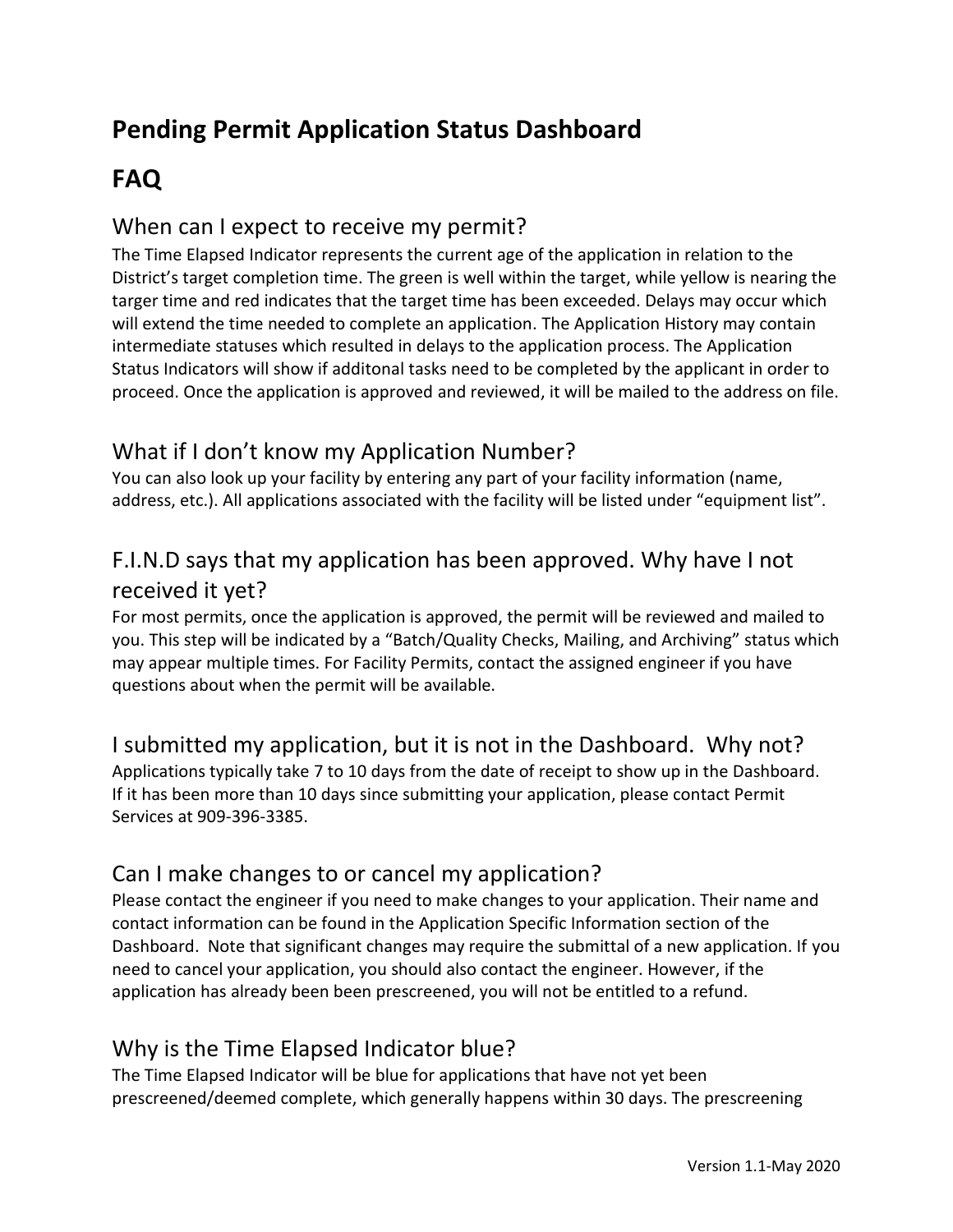# Pending Permit Application Status Dashboard

# FAQ

## When can I expect to receive my permit?

The Time Elapsed Indicator represents the current age of the application in relation to the District's target completion time. The green is well within the target, while yellow is nearing the targer time and red indicates that the target time has been exceeded. Delays may occur which will extend the time needed to complete an application. The Application History may contain intermediate statuses which resulted in delays to the application process. The Application Status Indicators will show if additonal tasks need to be completed by the applicant in order to proceed. Once the application is approved and reviewed, it will be mailed to the address on file.

## What if I don't know my Application Number?

You can also look up your facility by entering any part of your facility information (name, address, etc.). All applications associated with the facility will be listed under "equipment list".

## F.I.N.D says that my application has been approved. Why have I not received it yet?

For most permits, once the application is approved, the permit will be reviewed and mailed to you. This step will be indicated by a "Batch/Quality Checks, Mailing, and Archiving" status which may appear multiple times. For Facility Permits, contact the assigned engineer if you have questions about when the permit will be available.

## I submitted my application, but it is not in the Dashboard. Why not?

Applications typically take 7 to 10 days from the date of receipt to show up in the Dashboard. If it has been more than 10 days since submitting your application, please contact Permit Services at 909-396-3385.

## Can I make changes to or cancel my application?

Please contact the engineer if you need to make changes to your application. Their name and contact information can be found in the Application Specific Information section of the Dashboard. Note that significant changes may require the submittal of a new application. If you need to cancel your application, you should also contact the engineer. However, if the application has already been been prescreened, you will not be entitled to a refund.

## Why is the Time Elapsed Indicator blue?

The Time Elapsed Indicator will be blue for applications that have not yet been prescreened/deemed complete, which generally happens within 30 days. The prescreening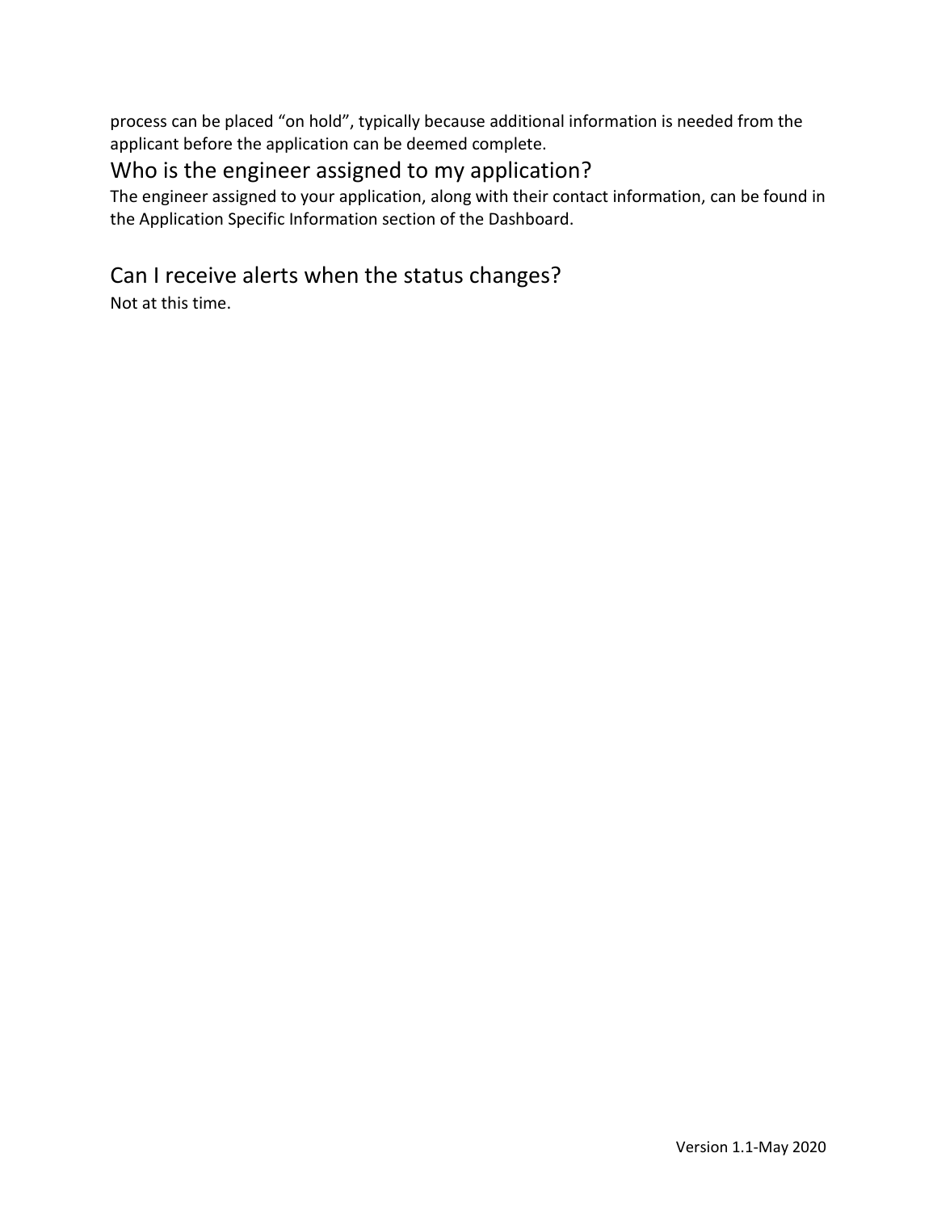process can be placed “on hold”, typically because additional information is needed from the applicant before the application can be deemed complete.

## Who is the engineer assigned to my application?

The engineer assigned to your application, along with their contact information, can be found in the Application Specific Information section of the Dashboard.

## Can I receive alerts when the status changes?

Not at this time.